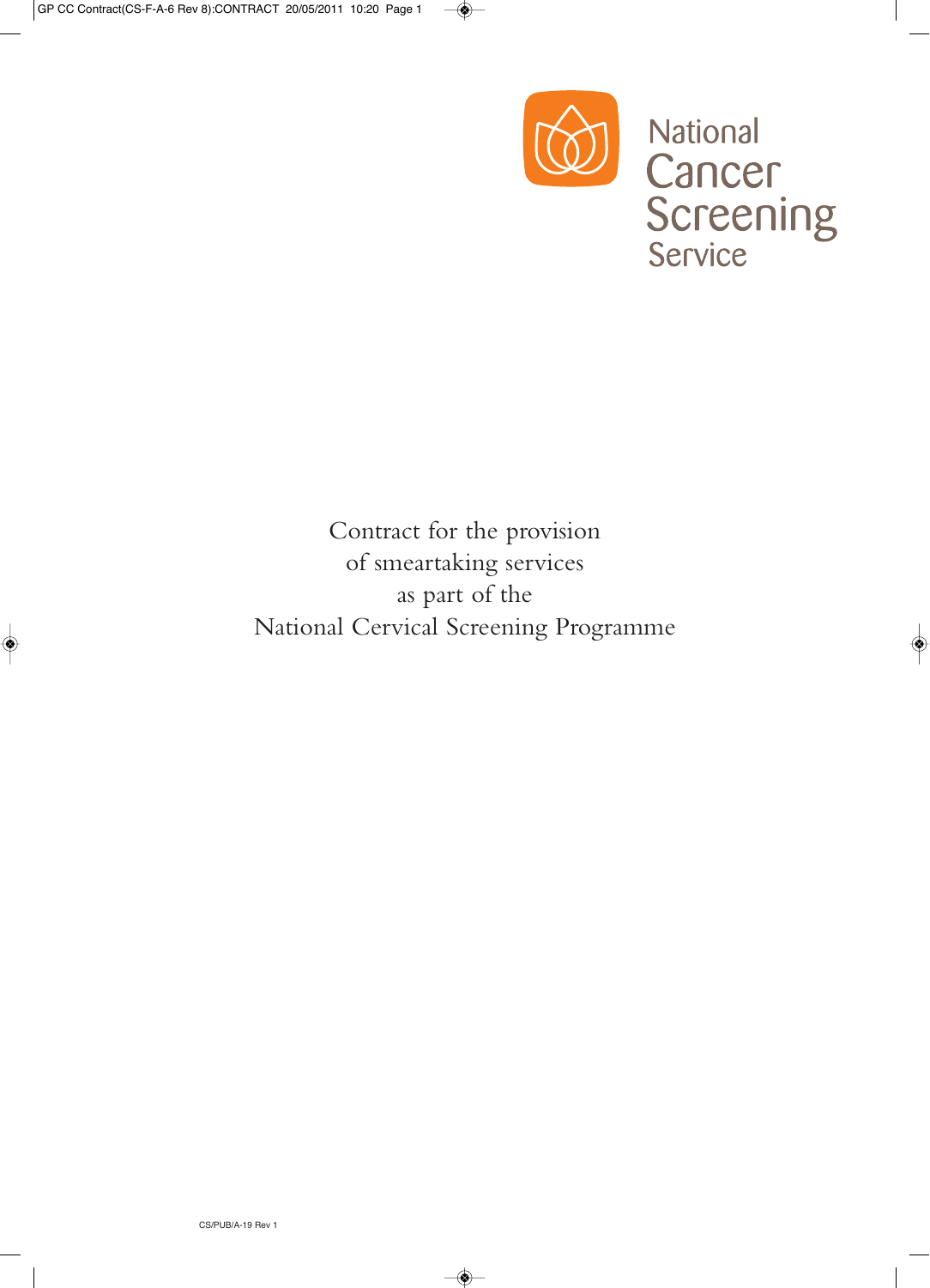National Cancer Screening Service

# Contract for the provision of smeartaking services as part of the National Cervical Screening Programme

CS/PUB/A-19 Rev 1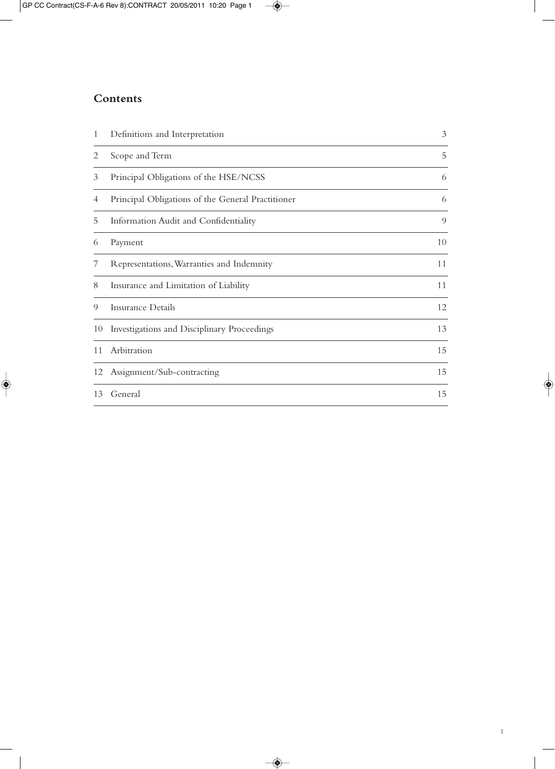## Contents

| | | |
|---|---|---|
| 1 | Definitions and Interpretation | 3 |
| 2 | Scope and Term | 5 |
| 3 | Principal Obligations of the HSE/NCSS | 6 |
| 4 | Principal Obligations of the General Practitioner | 6 |
| 5 | Information Audit and Confidentiality | 9 |
| 6 | Payment | 10 |
| 7 | Representations, Warranties and Indemnity | 11 |
| 8 | Insurance and Limitation of Liability | 11 |
| 9 | Insurance Details | 12 |
| 10 | Investigations and Disciplinary Proceedings | 13 |
| 11 | Arbitration | 15 |
| 12 | Assignment/Sub-contracting | 15 |
| 13 | General | 15 |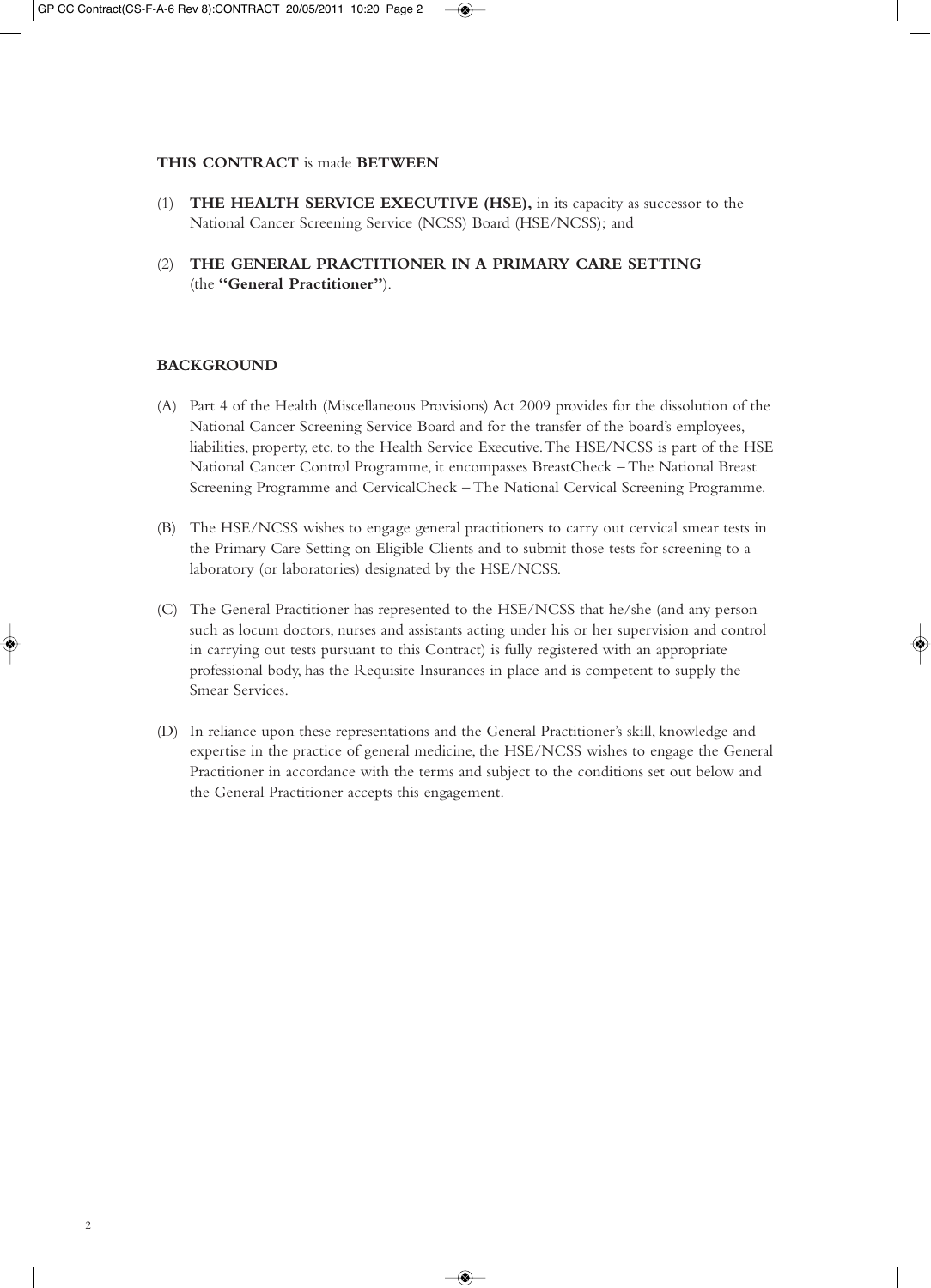**THIS CONTRACT** is made **BETWEEN**

(1) **THE HEALTH SERVICE EXECUTIVE (HSE),** in its capacity as successor to the National Cancer Screening Service (NCSS) Board (HSE/NCSS); and

(2) **THE GENERAL PRACTITIONER IN A PRIMARY CARE SETTING** (the **"General Practitioner"**).

## BACKGROUND

(A) Part 4 of the Health (Miscellaneous Provisions) Act 2009 provides for the dissolution of the National Cancer Screening Service Board and for the transfer of the board's employees, liabilities, property, etc. to the Health Service Executive. The HSE/NCSS is part of the HSE National Cancer Control Programme, it encompasses BreastCheck – The National Breast Screening Programme and CervicalCheck – The National Cervical Screening Programme.

(B) The HSE/NCSS wishes to engage general practitioners to carry out cervical smear tests in the Primary Care Setting on Eligible Clients and to submit those tests for screening to a laboratory (or laboratories) designated by the HSE/NCSS.

(C) The General Practitioner has represented to the HSE/NCSS that he/she (and any person such as locum doctors, nurses and assistants acting under his or her supervision and control in carrying out tests pursuant to this Contract) is fully registered with an appropriate professional body, has the Requisite Insurances in place and is competent to supply the Smear Services.

(D) In reliance upon these representations and the General Practitioner's skill, knowledge and expertise in the practice of general medicine, the HSE/NCSS wishes to engage the General Practitioner in accordance with the terms and subject to the conditions set out below and the General Practitioner accepts this engagement.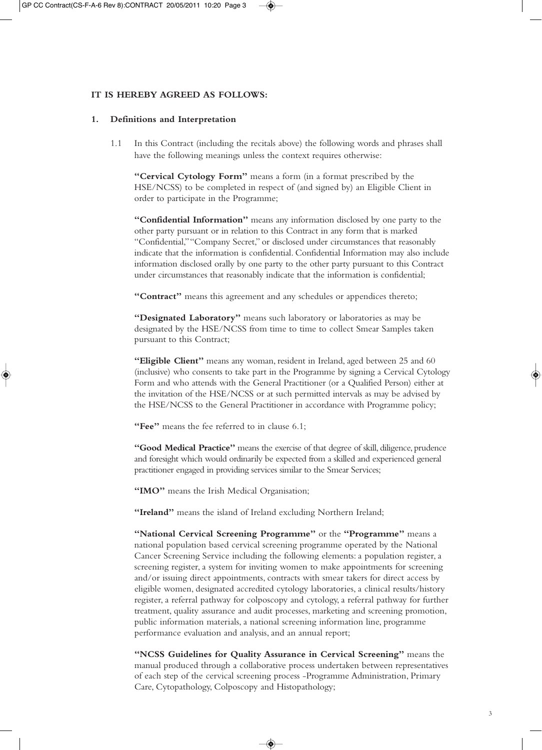**IT IS HEREBY AGREED AS FOLLOWS:**

## 1. Definitions and Interpretation

1.1 In this Contract (including the recitals above) the following words and phrases shall have the following meanings unless the context requires otherwise:

**"Cervical Cytology Form"** means a form (in a format prescribed by the HSE/NCSS) to be completed in respect of (and signed by) an Eligible Client in order to participate in the Programme;

**"Confidential Information"** means any information disclosed by one party to the other party pursuant or in relation to this Contract in any form that is marked "Confidential," "Company Secret," or disclosed under circumstances that reasonably indicate that the information is confidential. Confidential Information may also include information disclosed orally by one party to the other party pursuant to this Contract under circumstances that reasonably indicate that the information is confidential;

**"Contract"** means this agreement and any schedules or appendices thereto;

**"Designated Laboratory"** means such laboratory or laboratories as may be designated by the HSE/NCSS from time to time to collect Smear Samples taken pursuant to this Contract;

**"Eligible Client"** means any woman, resident in Ireland, aged between 25 and 60 (inclusive) who consents to take part in the Programme by signing a Cervical Cytology Form and who attends with the General Practitioner (or a Qualified Person) either at the invitation of the HSE/NCSS or at such permitted intervals as may be advised by the HSE/NCSS to the General Practitioner in accordance with Programme policy;

**"Fee"** means the fee referred to in clause 6.1;

**"Good Medical Practice"** means the exercise of that degree of skill, diligence, prudence and foresight which would ordinarily be expected from a skilled and experienced general practitioner engaged in providing services similar to the Smear Services;

**"IMO"** means the Irish Medical Organisation;

**"Ireland"** means the island of Ireland excluding Northern Ireland;

**"National Cervical Screening Programme"** or the **"Programme"** means a national population based cervical screening programme operated by the National Cancer Screening Service including the following elements: a population register, a screening register, a system for inviting women to make appointments for screening and/or issuing direct appointments, contracts with smear takers for direct access by eligible women, designated accredited cytology laboratories, a clinical results/history register, a referral pathway for colposcopy and cytology, a referral pathway for further treatment, quality assurance and audit processes, marketing and screening promotion, public information materials, a national screening information line, programme performance evaluation and analysis, and an annual report;

**"NCSS Guidelines for Quality Assurance in Cervical Screening"** means the manual produced through a collaborative process undertaken between representatives of each step of the cervical screening process -Programme Administration, Primary Care, Cytopathology, Colposcopy and Histopathology;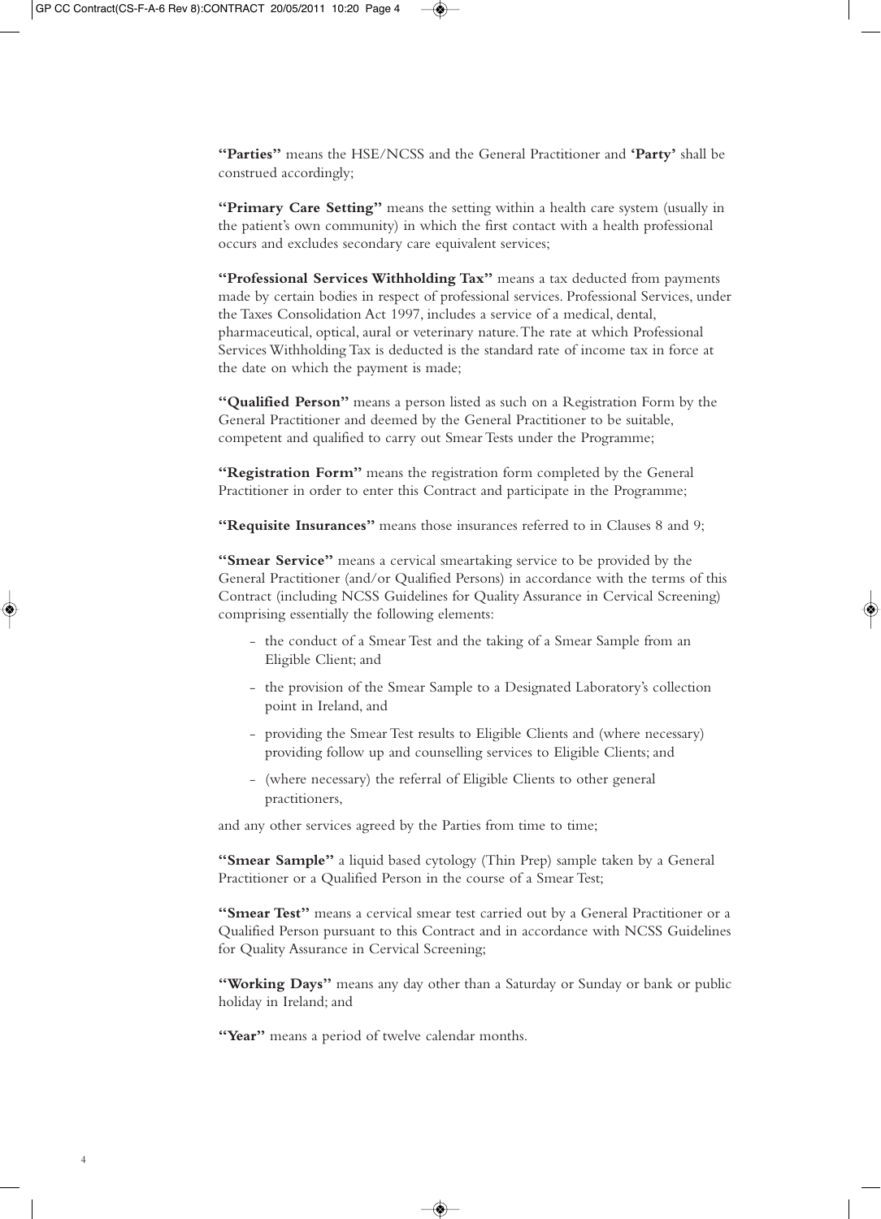**"Parties"** means the HSE/NCSS and the General Practitioner and **'Party'** shall be construed accordingly;

**"Primary Care Setting"** means the setting within a health care system (usually in the patient's own community) in which the first contact with a health professional occurs and excludes secondary care equivalent services;

**"Professional Services Withholding Tax"** means a tax deducted from payments made by certain bodies in respect of professional services. Professional Services, under the Taxes Consolidation Act 1997, includes a service of a medical, dental, pharmaceutical, optical, aural or veterinary nature. The rate at which Professional Services Withholding Tax is deducted is the standard rate of income tax in force at the date on which the payment is made;

**"Qualified Person"** means a person listed as such on a Registration Form by the General Practitioner and deemed by the General Practitioner to be suitable, competent and qualified to carry out Smear Tests under the Programme;

**"Registration Form"** means the registration form completed by the General Practitioner in order to enter this Contract and participate in the Programme;

**"Requisite Insurances"** means those insurances referred to in Clauses 8 and 9;

**"Smear Service"** means a cervical smeartaking service to be provided by the General Practitioner (and/or Qualified Persons) in accordance with the terms of this Contract (including NCSS Guidelines for Quality Assurance in Cervical Screening) comprising essentially the following elements:

- the conduct of a Smear Test and the taking of a Smear Sample from an Eligible Client; and
- the provision of the Smear Sample to a Designated Laboratory's collection point in Ireland, and
- providing the Smear Test results to Eligible Clients and (where necessary) providing follow up and counselling services to Eligible Clients; and
- (where necessary) the referral of Eligible Clients to other general practitioners,

and any other services agreed by the Parties from time to time;

**"Smear Sample"** a liquid based cytology (Thin Prep) sample taken by a General Practitioner or a Qualified Person in the course of a Smear Test;

**"Smear Test"** means a cervical smear test carried out by a General Practitioner or a Qualified Person pursuant to this Contract and in accordance with NCSS Guidelines for Quality Assurance in Cervical Screening;

**"Working Days"** means any day other than a Saturday or Sunday or bank or public holiday in Ireland; and

**"Year"** means a period of twelve calendar months.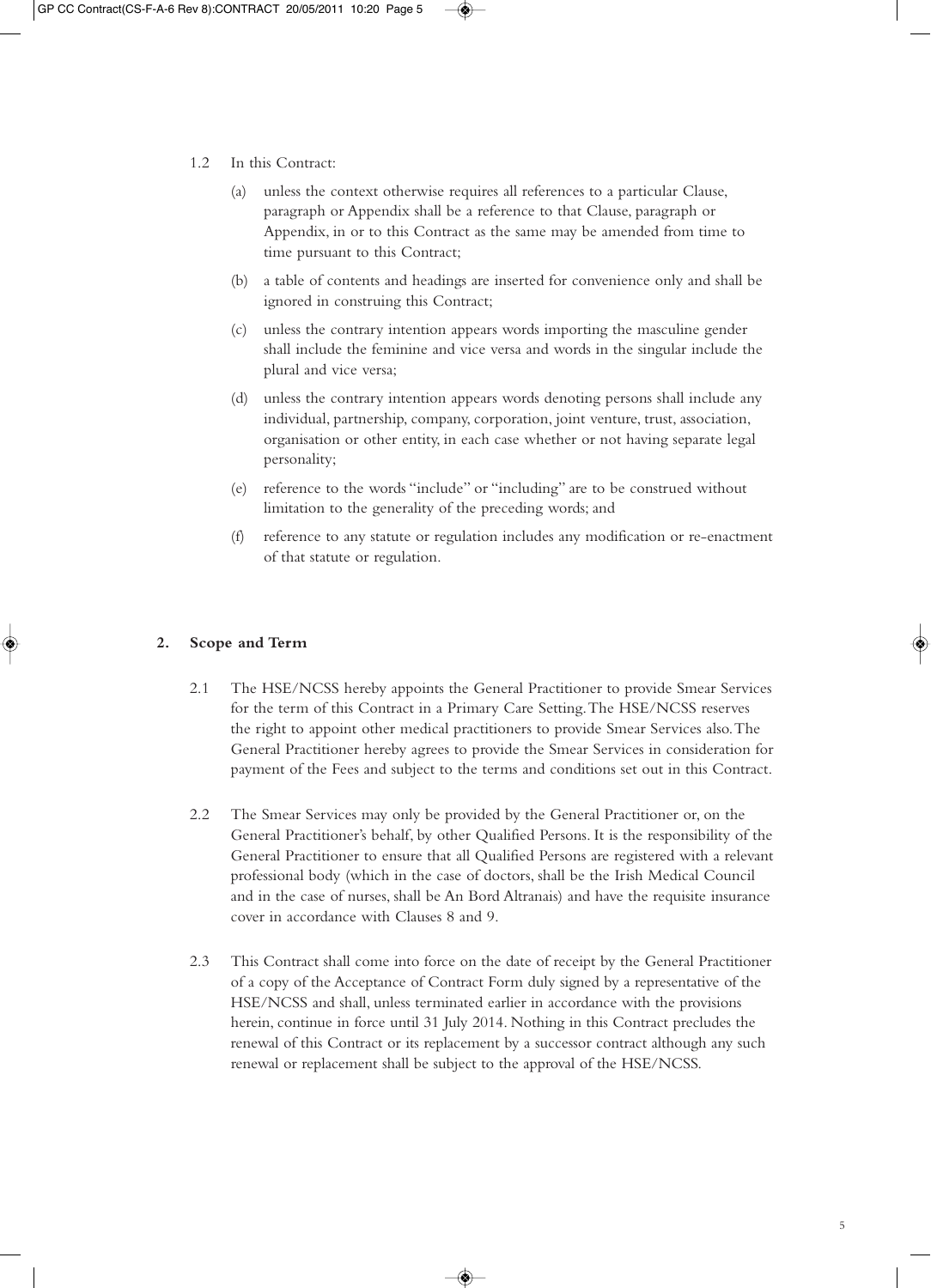1.2 In this Contract:

(a) unless the context otherwise requires all references to a particular Clause, paragraph or Appendix shall be a reference to that Clause, paragraph or Appendix, in or to this Contract as the same may be amended from time to time pursuant to this Contract;

(b) a table of contents and headings are inserted for convenience only and shall be ignored in construing this Contract;

(c) unless the contrary intention appears words importing the masculine gender shall include the feminine and vice versa and words in the singular include the plural and vice versa;

(d) unless the contrary intention appears words denoting persons shall include any individual, partnership, company, corporation, joint venture, trust, association, organisation or other entity, in each case whether or not having separate legal personality;

(e) reference to the words "include" or "including" are to be construed without limitation to the generality of the preceding words; and

(f) reference to any statute or regulation includes any modification or re-enactment of that statute or regulation.

## 2. Scope and Term

2.1 The HSE/NCSS hereby appoints the General Practitioner to provide Smear Services for the term of this Contract in a Primary Care Setting. The HSE/NCSS reserves the right to appoint other medical practitioners to provide Smear Services also. The General Practitioner hereby agrees to provide the Smear Services in consideration for payment of the Fees and subject to the terms and conditions set out in this Contract.

2.2 The Smear Services may only be provided by the General Practitioner or, on the General Practitioner's behalf, by other Qualified Persons. It is the responsibility of the General Practitioner to ensure that all Qualified Persons are registered with a relevant professional body (which in the case of doctors, shall be the Irish Medical Council and in the case of nurses, shall be An Bord Altranais) and have the requisite insurance cover in accordance with Clauses 8 and 9.

2.3 This Contract shall come into force on the date of receipt by the General Practitioner of a copy of the Acceptance of Contract Form duly signed by a representative of the HSE/NCSS and shall, unless terminated earlier in accordance with the provisions herein, continue in force until 31 July 2014. Nothing in this Contract precludes the renewal of this Contract or its replacement by a successor contract although any such renewal or replacement shall be subject to the approval of the HSE/NCSS.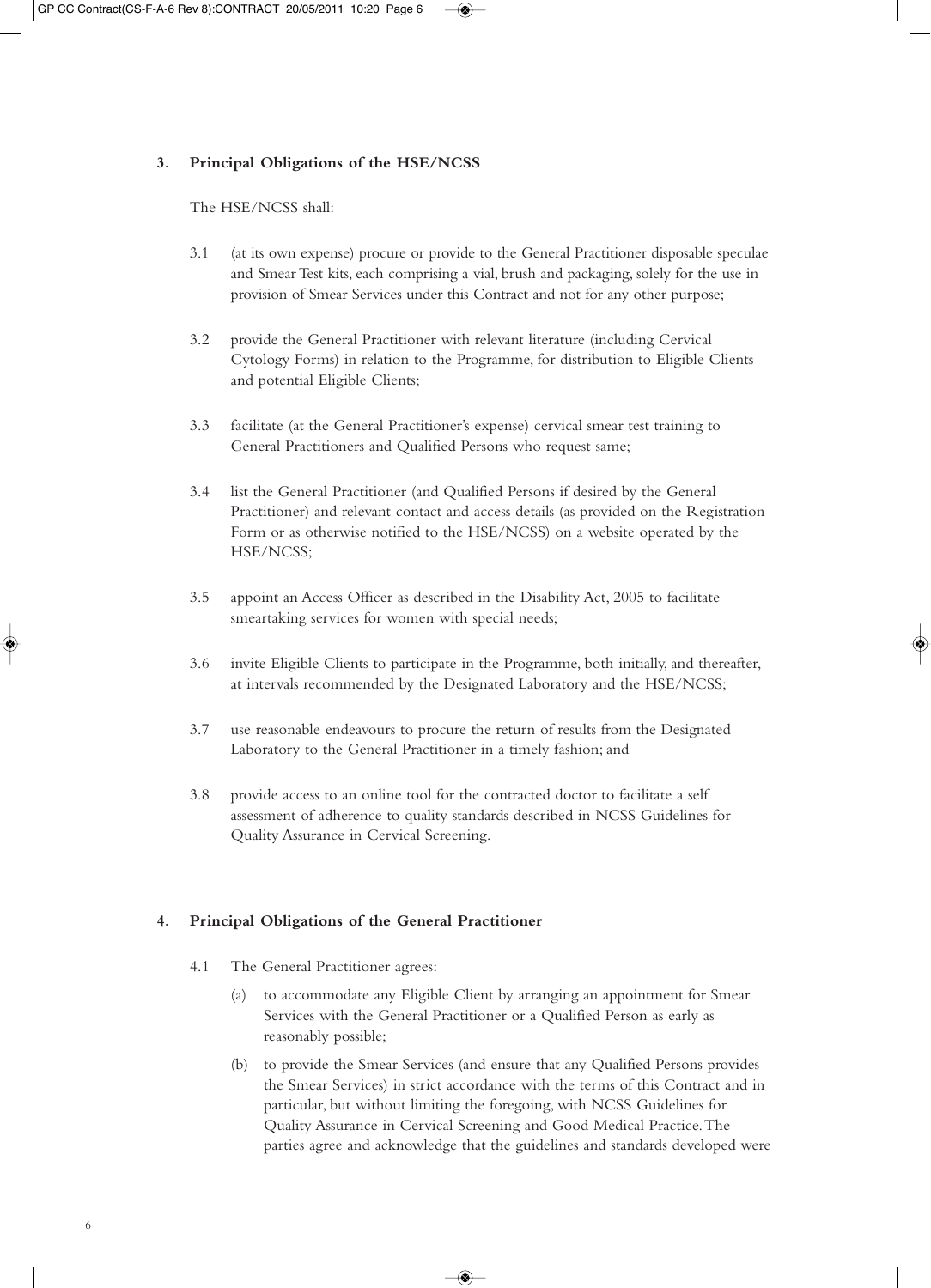**3. Principal Obligations of the HSE/NCSS**

The HSE/NCSS shall:

3.1 (at its own expense) procure or provide to the General Practitioner disposable speculae and Smear Test kits, each comprising a vial, brush and packaging, solely for the use in provision of Smear Services under this Contract and not for any other purpose;

3.2 provide the General Practitioner with relevant literature (including Cervical Cytology Forms) in relation to the Programme, for distribution to Eligible Clients and potential Eligible Clients;

3.3 facilitate (at the General Practitioner's expense) cervical smear test training to General Practitioners and Qualified Persons who request same;

3.4 list the General Practitioner (and Qualified Persons if desired by the General Practitioner) and relevant contact and access details (as provided on the Registration Form or as otherwise notified to the HSE/NCSS) on a website operated by the HSE/NCSS;

3.5 appoint an Access Officer as described in the Disability Act, 2005 to facilitate smeartaking services for women with special needs;

3.6 invite Eligible Clients to participate in the Programme, both initially, and thereafter, at intervals recommended by the Designated Laboratory and the HSE/NCSS;

3.7 use reasonable endeavours to procure the return of results from the Designated Laboratory to the General Practitioner in a timely fashion; and

3.8 provide access to an online tool for the contracted doctor to facilitate a self assessment of adherence to quality standards described in NCSS Guidelines for Quality Assurance in Cervical Screening.

**4. Principal Obligations of the General Practitioner**

4.1 The General Practitioner agrees:

(a) to accommodate any Eligible Client by arranging an appointment for Smear Services with the General Practitioner or a Qualified Person as early as reasonably possible;

(b) to provide the Smear Services (and ensure that any Qualified Persons provides the Smear Services) in strict accordance with the terms of this Contract and in particular, but without limiting the foregoing, with NCSS Guidelines for Quality Assurance in Cervical Screening and Good Medical Practice. The parties agree and acknowledge that the guidelines and standards developed were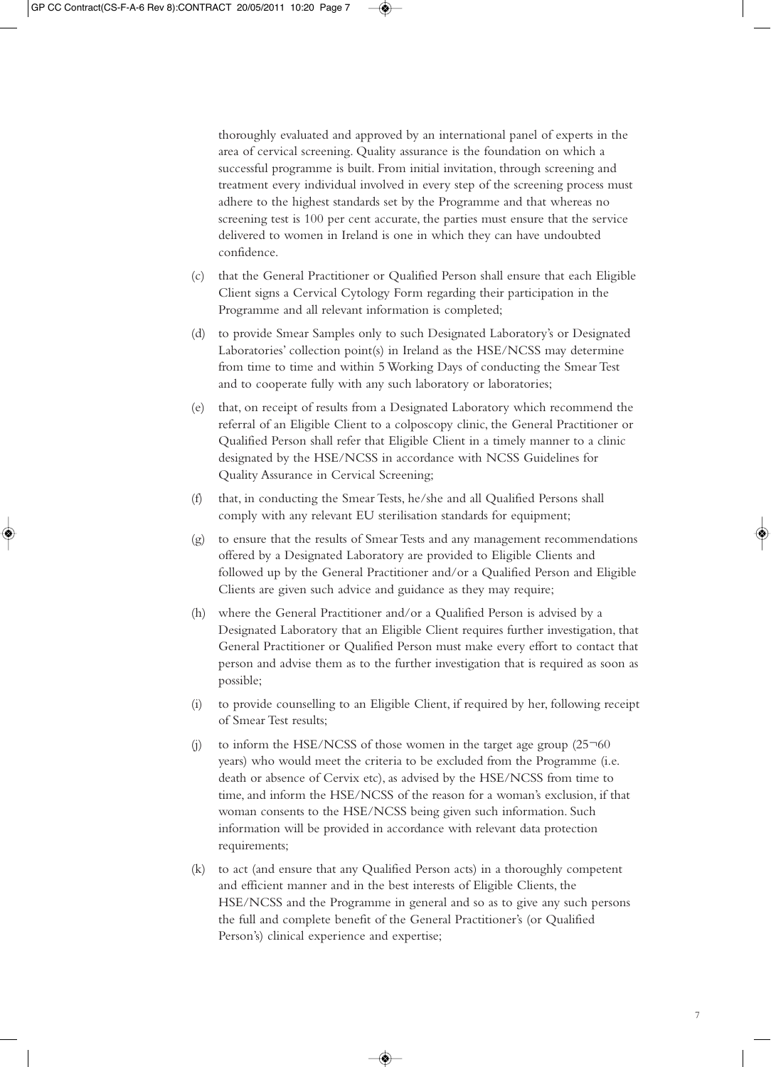thoroughly evaluated and approved by an international panel of experts in the area of cervical screening. Quality assurance is the foundation on which a successful programme is built. From initial invitation, through screening and treatment every individual involved in every step of the screening process must adhere to the highest standards set by the Programme and that whereas no screening test is 100 per cent accurate, the parties must ensure that the service delivered to women in Ireland is one in which they can have undoubted confidence.

(c) that the General Practitioner or Qualified Person shall ensure that each Eligible Client signs a Cervical Cytology Form regarding their participation in the Programme and all relevant information is completed;

(d) to provide Smear Samples only to such Designated Laboratory's or Designated Laboratories' collection point(s) in Ireland as the HSE/NCSS may determine from time to time and within 5 Working Days of conducting the Smear Test and to cooperate fully with any such laboratory or laboratories;

(e) that, on receipt of results from a Designated Laboratory which recommend the referral of an Eligible Client to a colposcopy clinic, the General Practitioner or Qualified Person shall refer that Eligible Client in a timely manner to a clinic designated by the HSE/NCSS in accordance with NCSS Guidelines for Quality Assurance in Cervical Screening;

(f) that, in conducting the Smear Tests, he/she and all Qualified Persons shall comply with any relevant EU sterilisation standards for equipment;

(g) to ensure that the results of Smear Tests and any management recommendations offered by a Designated Laboratory are provided to Eligible Clients and followed up by the General Practitioner and/or a Qualified Person and Eligible Clients are given such advice and guidance as they may require;

(h) where the General Practitioner and/or a Qualified Person is advised by a Designated Laboratory that an Eligible Client requires further investigation, that General Practitioner or Qualified Person must make every effort to contact that person and advise them as to the further investigation that is required as soon as possible;

(i) to provide counselling to an Eligible Client, if required by her, following receipt of Smear Test results;

(j) to inform the HSE/NCSS of those women in the target age group (25¬60 years) who would meet the criteria to be excluded from the Programme (i.e. death or absence of Cervix etc), as advised by the HSE/NCSS from time to time, and inform the HSE/NCSS of the reason for a woman's exclusion, if that woman consents to the HSE/NCSS being given such information. Such information will be provided in accordance with relevant data protection requirements;

(k) to act (and ensure that any Qualified Person acts) in a thoroughly competent and efficient manner and in the best interests of Eligible Clients, the HSE/NCSS and the Programme in general and so as to give any such persons the full and complete benefit of the General Practitioner's (or Qualified Person's) clinical experience and expertise;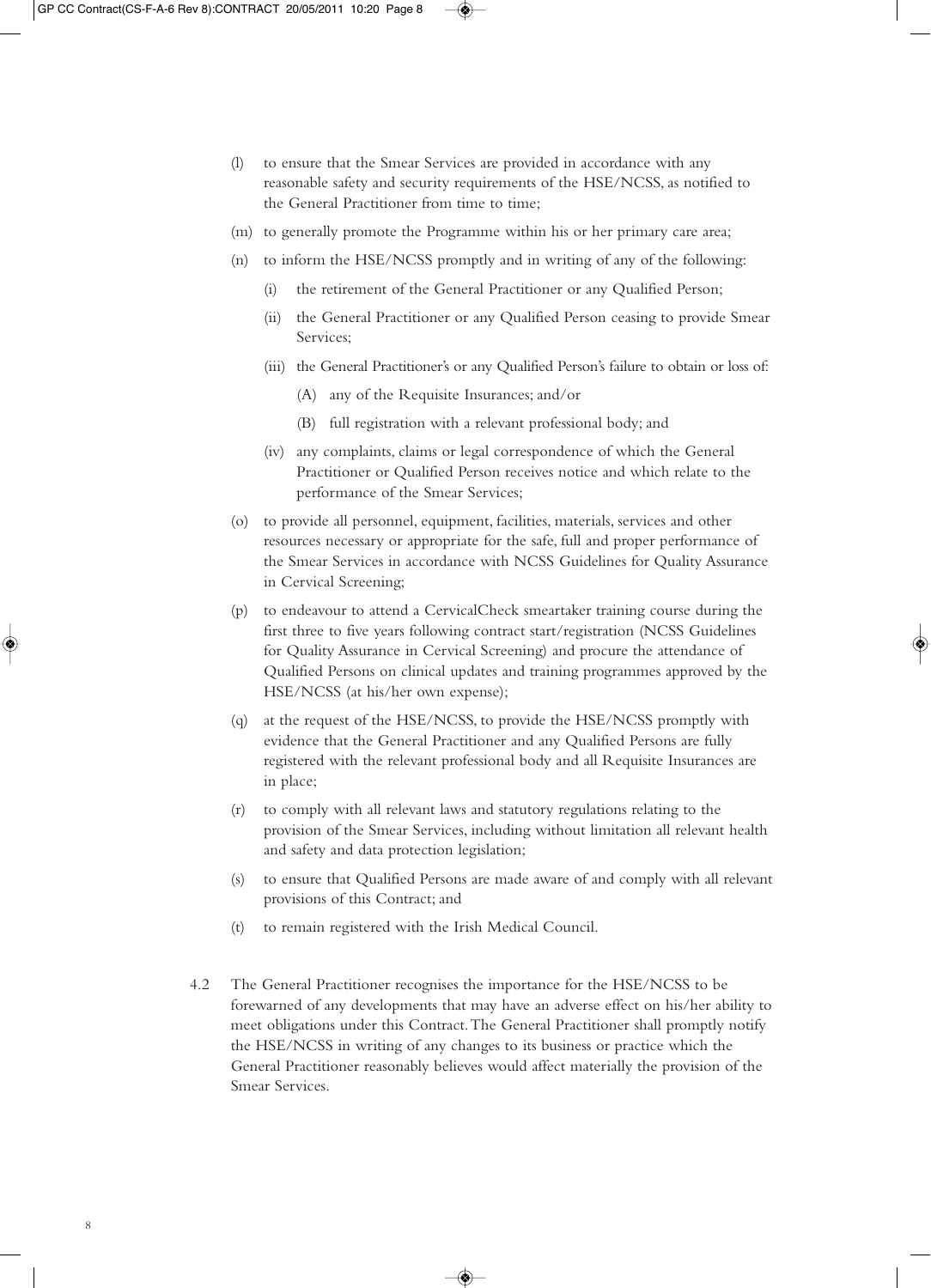(l) to ensure that the Smear Services are provided in accordance with any reasonable safety and security requirements of the HSE/NCSS, as notified to the General Practitioner from time to time;

(m) to generally promote the Programme within his or her primary care area;

(n) to inform the HSE/NCSS promptly and in writing of any of the following:

   (i) the retirement of the General Practitioner or any Qualified Person;

   (ii) the General Practitioner or any Qualified Person ceasing to provide Smear Services;

   (iii) the General Practitioner's or any Qualified Person's failure to obtain or loss of:

      (A) any of the Requisite Insurances; and/or

      (B) full registration with a relevant professional body; and

   (iv) any complaints, claims or legal correspondence of which the General Practitioner or Qualified Person receives notice and which relate to the performance of the Smear Services;

(o) to provide all personnel, equipment, facilities, materials, services and other resources necessary or appropriate for the safe, full and proper performance of the Smear Services in accordance with NCSS Guidelines for Quality Assurance in Cervical Screening;

(p) to endeavour to attend a CervicalCheck smeartaker training course during the first three to five years following contract start/registration (NCSS Guidelines for Quality Assurance in Cervical Screening) and procure the attendance of Qualified Persons on clinical updates and training programmes approved by the HSE/NCSS (at his/her own expense);

(q) at the request of the HSE/NCSS, to provide the HSE/NCSS promptly with evidence that the General Practitioner and any Qualified Persons are fully registered with the relevant professional body and all Requisite Insurances are in place;

(r) to comply with all relevant laws and statutory regulations relating to the provision of the Smear Services, including without limitation all relevant health and safety and data protection legislation;

(s) to ensure that Qualified Persons are made aware of and comply with all relevant provisions of this Contract; and

(t) to remain registered with the Irish Medical Council.

4.2 The General Practitioner recognises the importance for the HSE/NCSS to be forewarned of any developments that may have an adverse effect on his/her ability to meet obligations under this Contract. The General Practitioner shall promptly notify the HSE/NCSS in writing of any changes to its business or practice which the General Practitioner reasonably believes would affect materially the provision of the Smear Services.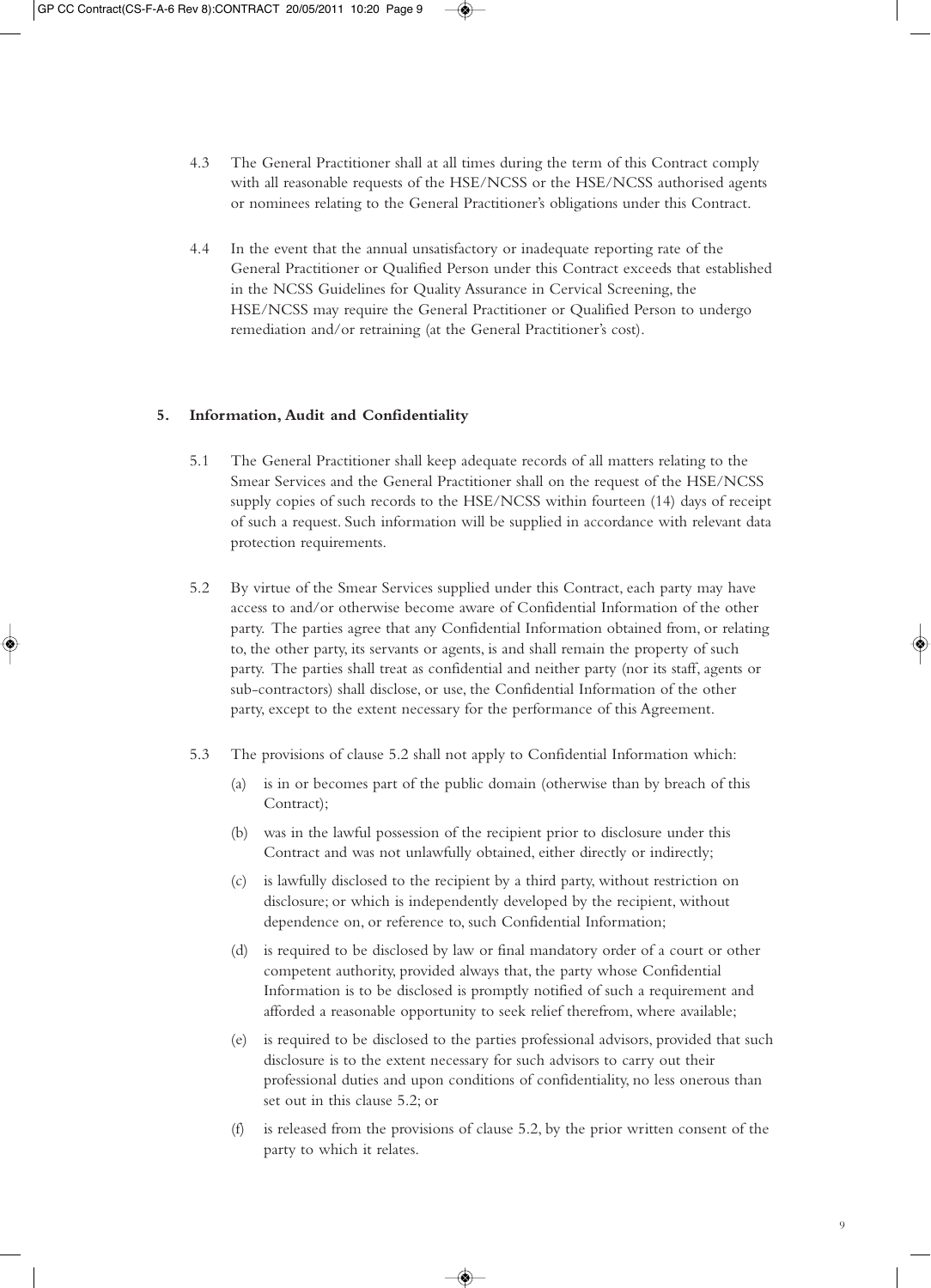4.3 The General Practitioner shall at all times during the term of this Contract comply with all reasonable requests of the HSE/NCSS or the HSE/NCSS authorised agents or nominees relating to the General Practitioner's obligations under this Contract.

4.4 In the event that the annual unsatisfactory or inadequate reporting rate of the General Practitioner or Qualified Person under this Contract exceeds that established in the NCSS Guidelines for Quality Assurance in Cervical Screening, the HSE/NCSS may require the General Practitioner or Qualified Person to undergo remediation and/or retraining (at the General Practitioner's cost).

## 5. Information, Audit and Confidentiality

5.1 The General Practitioner shall keep adequate records of all matters relating to the Smear Services and the General Practitioner shall on the request of the HSE/NCSS supply copies of such records to the HSE/NCSS within fourteen (14) days of receipt of such a request. Such information will be supplied in accordance with relevant data protection requirements.

5.2 By virtue of the Smear Services supplied under this Contract, each party may have access to and/or otherwise become aware of Confidential Information of the other party. The parties agree that any Confidential Information obtained from, or relating to, the other party, its servants or agents, is and shall remain the property of such party. The parties shall treat as confidential and neither party (nor its staff, agents or sub-contractors) shall disclose, or use, the Confidential Information of the other party, except to the extent necessary for the performance of this Agreement.

5.3 The provisions of clause 5.2 shall not apply to Confidential Information which:

(a) is in or becomes part of the public domain (otherwise than by breach of this Contract);

(b) was in the lawful possession of the recipient prior to disclosure under this Contract and was not unlawfully obtained, either directly or indirectly;

(c) is lawfully disclosed to the recipient by a third party, without restriction on disclosure; or which is independently developed by the recipient, without dependence on, or reference to, such Confidential Information;

(d) is required to be disclosed by law or final mandatory order of a court or other competent authority, provided always that, the party whose Confidential Information is to be disclosed is promptly notified of such a requirement and afforded a reasonable opportunity to seek relief therefrom, where available;

(e) is required to be disclosed to the parties professional advisors, provided that such disclosure is to the extent necessary for such advisors to carry out their professional duties and upon conditions of confidentiality, no less onerous than set out in this clause 5.2; or

(f) is released from the provisions of clause 5.2, by the prior written consent of the party to which it relates.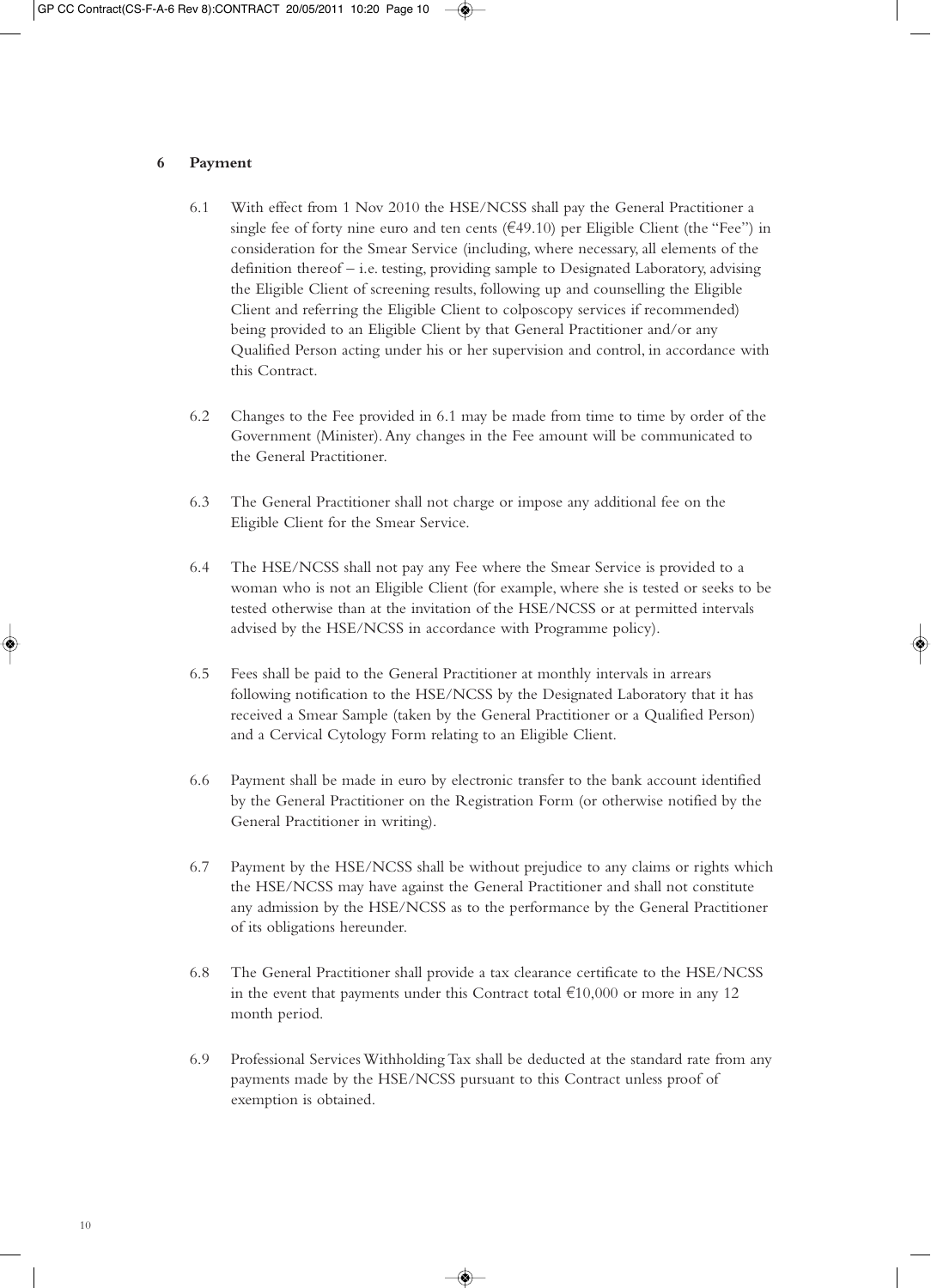## 6 Payment

6.1 With effect from 1 Nov 2010 the HSE/NCSS shall pay the General Practitioner a single fee of forty nine euro and ten cents (€49.10) per Eligible Client (the "Fee") in consideration for the Smear Service (including, where necessary, all elements of the definition thereof – i.e. testing, providing sample to Designated Laboratory, advising the Eligible Client of screening results, following up and counselling the Eligible Client and referring the Eligible Client to colposcopy services if recommended) being provided to an Eligible Client by that General Practitioner and/or any Qualified Person acting under his or her supervision and control, in accordance with this Contract.

6.2 Changes to the Fee provided in 6.1 may be made from time to time by order of the Government (Minister). Any changes in the Fee amount will be communicated to the General Practitioner.

6.3 The General Practitioner shall not charge or impose any additional fee on the Eligible Client for the Smear Service.

6.4 The HSE/NCSS shall not pay any Fee where the Smear Service is provided to a woman who is not an Eligible Client (for example, where she is tested or seeks to be tested otherwise than at the invitation of the HSE/NCSS or at permitted intervals advised by the HSE/NCSS in accordance with Programme policy).

6.5 Fees shall be paid to the General Practitioner at monthly intervals in arrears following notification to the HSE/NCSS by the Designated Laboratory that it has received a Smear Sample (taken by the General Practitioner or a Qualified Person) and a Cervical Cytology Form relating to an Eligible Client.

6.6 Payment shall be made in euro by electronic transfer to the bank account identified by the General Practitioner on the Registration Form (or otherwise notified by the General Practitioner in writing).

6.7 Payment by the HSE/NCSS shall be without prejudice to any claims or rights which the HSE/NCSS may have against the General Practitioner and shall not constitute any admission by the HSE/NCSS as to the performance by the General Practitioner of its obligations hereunder.

6.8 The General Practitioner shall provide a tax clearance certificate to the HSE/NCSS in the event that payments under this Contract total €10,000 or more in any 12 month period.

6.9 Professional Services Withholding Tax shall be deducted at the standard rate from any payments made by the HSE/NCSS pursuant to this Contract unless proof of exemption is obtained.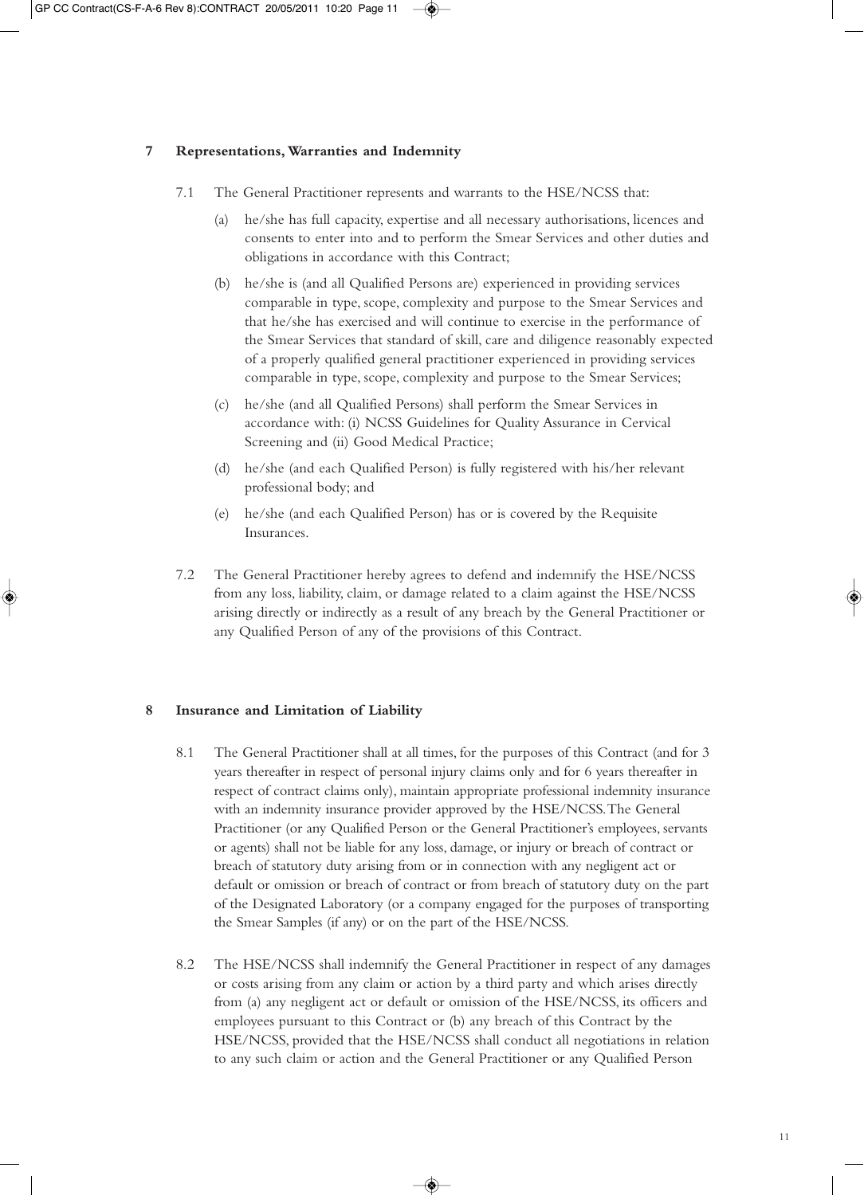## 7 Representations, Warranties and Indemnity

7.1 The General Practitioner represents and warrants to the HSE/NCSS that:

(a) he/she has full capacity, expertise and all necessary authorisations, licences and consents to enter into and to perform the Smear Services and other duties and obligations in accordance with this Contract;

(b) he/she is (and all Qualified Persons are) experienced in providing services comparable in type, scope, complexity and purpose to the Smear Services and that he/she has exercised and will continue to exercise in the performance of the Smear Services that standard of skill, care and diligence reasonably expected of a properly qualified general practitioner experienced in providing services comparable in type, scope, complexity and purpose to the Smear Services;

(c) he/she (and all Qualified Persons) shall perform the Smear Services in accordance with: (i) NCSS Guidelines for Quality Assurance in Cervical Screening and (ii) Good Medical Practice;

(d) he/she (and each Qualified Person) is fully registered with his/her relevant professional body; and

(e) he/she (and each Qualified Person) has or is covered by the Requisite Insurances.

7.2 The General Practitioner hereby agrees to defend and indemnify the HSE/NCSS from any loss, liability, claim, or damage related to a claim against the HSE/NCSS arising directly or indirectly as a result of any breach by the General Practitioner or any Qualified Person of any of the provisions of this Contract.

## 8 Insurance and Limitation of Liability

8.1 The General Practitioner shall at all times, for the purposes of this Contract (and for 3 years thereafter in respect of personal injury claims only and for 6 years thereafter in respect of contract claims only), maintain appropriate professional indemnity insurance with an indemnity insurance provider approved by the HSE/NCSS. The General Practitioner (or any Qualified Person or the General Practitioner's employees, servants or agents) shall not be liable for any loss, damage, or injury or breach of contract or breach of statutory duty arising from or in connection with any negligent act or default or omission or breach of contract or from breach of statutory duty on the part of the Designated Laboratory (or a company engaged for the purposes of transporting the Smear Samples (if any) or on the part of the HSE/NCSS.

8.2 The HSE/NCSS shall indemnify the General Practitioner in respect of any damages or costs arising from any claim or action by a third party and which arises directly from (a) any negligent act or default or omission of the HSE/NCSS, its officers and employees pursuant to this Contract or (b) any breach of this Contract by the HSE/NCSS, provided that the HSE/NCSS shall conduct all negotiations in relation to any such claim or action and the General Practitioner or any Qualified Person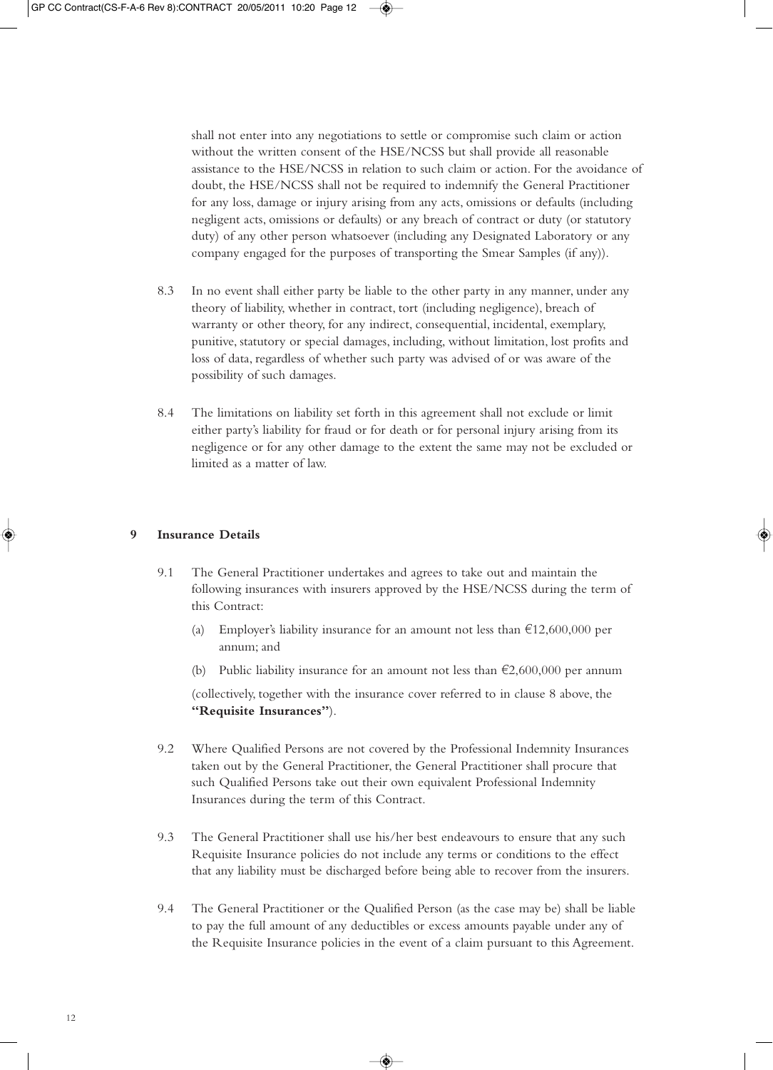shall not enter into any negotiations to settle or compromise such claim or action without the written consent of the HSE/NCSS but shall provide all reasonable assistance to the HSE/NCSS in relation to such claim or action. For the avoidance of doubt, the HSE/NCSS shall not be required to indemnify the General Practitioner for any loss, damage or injury arising from any acts, omissions or defaults (including negligent acts, omissions or defaults) or any breach of contract or duty (or statutory duty) of any other person whatsoever (including any Designated Laboratory or any company engaged for the purposes of transporting the Smear Samples (if any)).

8.3 In no event shall either party be liable to the other party in any manner, under any theory of liability, whether in contract, tort (including negligence), breach of warranty or other theory, for any indirect, consequential, incidental, exemplary, punitive, statutory or special damages, including, without limitation, lost profits and loss of data, regardless of whether such party was advised of or was aware of the possibility of such damages.

8.4 The limitations on liability set forth in this agreement shall not exclude or limit either party's liability for fraud or for death or for personal injury arising from its negligence or for any other damage to the extent the same may not be excluded or limited as a matter of law.

## 9 Insurance Details

9.1 The General Practitioner undertakes and agrees to take out and maintain the following insurances with insurers approved by the HSE/NCSS during the term of this Contract:

(a) Employer's liability insurance for an amount not less than €12,600,000 per annum; and

(b) Public liability insurance for an amount not less than €2,600,000 per annum

(collectively, together with the insurance cover referred to in clause 8 above, the **"Requisite Insurances"**).

9.2 Where Qualified Persons are not covered by the Professional Indemnity Insurances taken out by the General Practitioner, the General Practitioner shall procure that such Qualified Persons take out their own equivalent Professional Indemnity Insurances during the term of this Contract.

9.3 The General Practitioner shall use his/her best endeavours to ensure that any such Requisite Insurance policies do not include any terms or conditions to the effect that any liability must be discharged before being able to recover from the insurers.

9.4 The General Practitioner or the Qualified Person (as the case may be) shall be liable to pay the full amount of any deductibles or excess amounts payable under any of the Requisite Insurance policies in the event of a claim pursuant to this Agreement.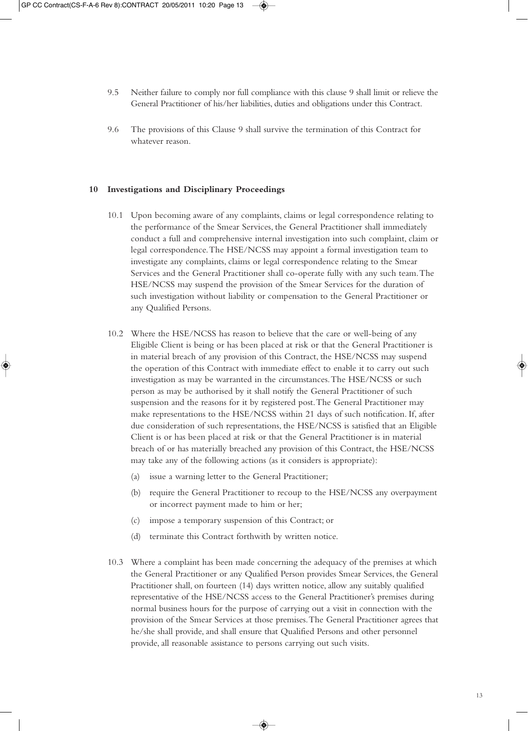9.5 Neither failure to comply nor full compliance with this clause 9 shall limit or relieve the General Practitioner of his/her liabilities, duties and obligations under this Contract.

9.6 The provisions of this Clause 9 shall survive the termination of this Contract for whatever reason.

## 10 Investigations and Disciplinary Proceedings

10.1 Upon becoming aware of any complaints, claims or legal correspondence relating to the performance of the Smear Services, the General Practitioner shall immediately conduct a full and comprehensive internal investigation into such complaint, claim or legal correspondence. The HSE/NCSS may appoint a formal investigation team to investigate any complaints, claims or legal correspondence relating to the Smear Services and the General Practitioner shall co-operate fully with any such team. The HSE/NCSS may suspend the provision of the Smear Services for the duration of such investigation without liability or compensation to the General Practitioner or any Qualified Persons.

10.2 Where the HSE/NCSS has reason to believe that the care or well-being of any Eligible Client is being or has been placed at risk or that the General Practitioner is in material breach of any provision of this Contract, the HSE/NCSS may suspend the operation of this Contract with immediate effect to enable it to carry out such investigation as may be warranted in the circumstances. The HSE/NCSS or such person as may be authorised by it shall notify the General Practitioner of such suspension and the reasons for it by registered post. The General Practitioner may make representations to the HSE/NCSS within 21 days of such notification. If, after due consideration of such representations, the HSE/NCSS is satisfied that an Eligible Client is or has been placed at risk or that the General Practitioner is in material breach of or has materially breached any provision of this Contract, the HSE/NCSS may take any of the following actions (as it considers is appropriate):

(a) issue a warning letter to the General Practitioner;

(b) require the General Practitioner to recoup to the HSE/NCSS any overpayment or incorrect payment made to him or her;

(c) impose a temporary suspension of this Contract; or

(d) terminate this Contract forthwith by written notice.

10.3 Where a complaint has been made concerning the adequacy of the premises at which the General Practitioner or any Qualified Person provides Smear Services, the General Practitioner shall, on fourteen (14) days written notice, allow any suitably qualified representative of the HSE/NCSS access to the General Practitioner's premises during normal business hours for the purpose of carrying out a visit in connection with the provision of the Smear Services at those premises. The General Practitioner agrees that he/she shall provide, and shall ensure that Qualified Persons and other personnel provide, all reasonable assistance to persons carrying out such visits.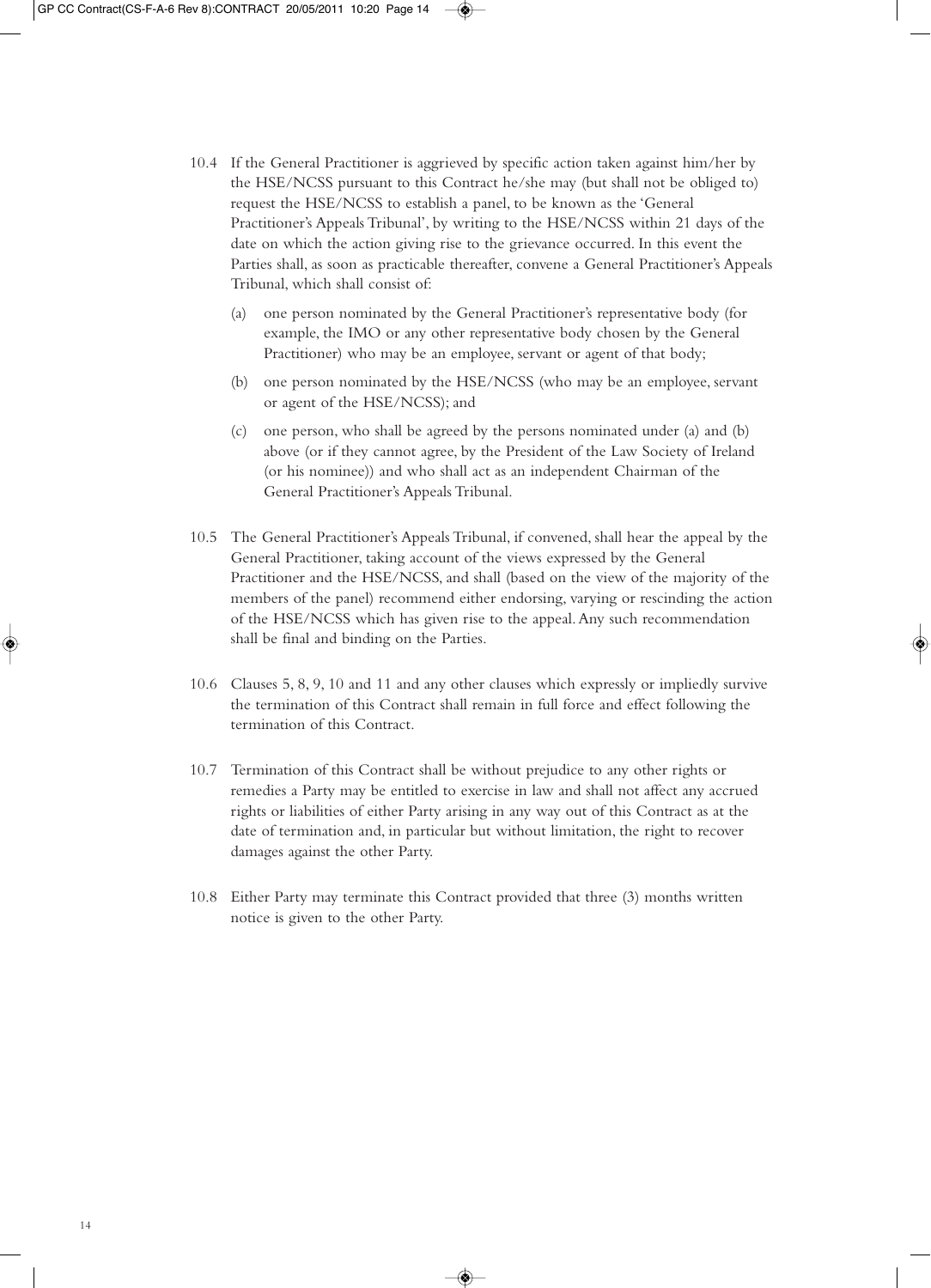10.4 If the General Practitioner is aggrieved by specific action taken against him/her by the HSE/NCSS pursuant to this Contract he/she may (but shall not be obliged to) request the HSE/NCSS to establish a panel, to be known as the 'General Practitioner's Appeals Tribunal', by writing to the HSE/NCSS within 21 days of the date on which the action giving rise to the grievance occurred. In this event the Parties shall, as soon as practicable thereafter, convene a General Practitioner's Appeals Tribunal, which shall consist of:

   (a) one person nominated by the General Practitioner's representative body (for example, the IMO or any other representative body chosen by the General Practitioner) who may be an employee, servant or agent of that body;

   (b) one person nominated by the HSE/NCSS (who may be an employee, servant or agent of the HSE/NCSS); and

   (c) one person, who shall be agreed by the persons nominated under (a) and (b) above (or if they cannot agree, by the President of the Law Society of Ireland (or his nominee)) and who shall act as an independent Chairman of the General Practitioner's Appeals Tribunal.

10.5 The General Practitioner's Appeals Tribunal, if convened, shall hear the appeal by the General Practitioner, taking account of the views expressed by the General Practitioner and the HSE/NCSS, and shall (based on the view of the majority of the members of the panel) recommend either endorsing, varying or rescinding the action of the HSE/NCSS which has given rise to the appeal. Any such recommendation shall be final and binding on the Parties.

10.6 Clauses 5, 8, 9, 10 and 11 and any other clauses which expressly or impliedly survive the termination of this Contract shall remain in full force and effect following the termination of this Contract.

10.7 Termination of this Contract shall be without prejudice to any other rights or remedies a Party may be entitled to exercise in law and shall not affect any accrued rights or liabilities of either Party arising in any way out of this Contract as at the date of termination and, in particular but without limitation, the right to recover damages against the other Party.

10.8 Either Party may terminate this Contract provided that three (3) months written notice is given to the other Party.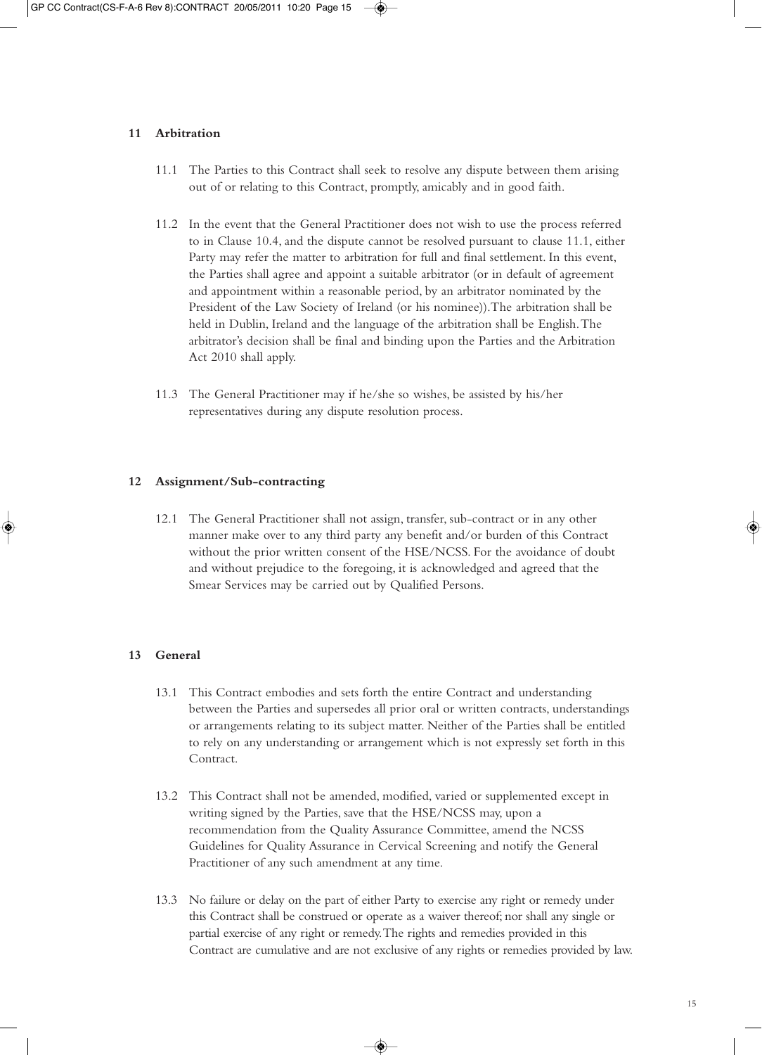## 11 Arbitration

11.1 The Parties to this Contract shall seek to resolve any dispute between them arising out of or relating to this Contract, promptly, amicably and in good faith.

11.2 In the event that the General Practitioner does not wish to use the process referred to in Clause 10.4, and the dispute cannot be resolved pursuant to clause 11.1, either Party may refer the matter to arbitration for full and final settlement. In this event, the Parties shall agree and appoint a suitable arbitrator (or in default of agreement and appointment within a reasonable period, by an arbitrator nominated by the President of the Law Society of Ireland (or his nominee)).The arbitration shall be held in Dublin, Ireland and the language of the arbitration shall be English.The arbitrator's decision shall be final and binding upon the Parties and the Arbitration Act 2010 shall apply.

11.3 The General Practitioner may if he/she so wishes, be assisted by his/her representatives during any dispute resolution process.

## 12 Assignment/Sub-contracting

12.1 The General Practitioner shall not assign, transfer, sub-contract or in any other manner make over to any third party any benefit and/or burden of this Contract without the prior written consent of the HSE/NCSS. For the avoidance of doubt and without prejudice to the foregoing, it is acknowledged and agreed that the Smear Services may be carried out by Qualified Persons.

## 13 General

13.1 This Contract embodies and sets forth the entire Contract and understanding between the Parties and supersedes all prior oral or written contracts, understandings or arrangements relating to its subject matter. Neither of the Parties shall be entitled to rely on any understanding or arrangement which is not expressly set forth in this Contract.

13.2 This Contract shall not be amended, modified, varied or supplemented except in writing signed by the Parties, save that the HSE/NCSS may, upon a recommendation from the Quality Assurance Committee, amend the NCSS Guidelines for Quality Assurance in Cervical Screening and notify the General Practitioner of any such amendment at any time.

13.3 No failure or delay on the part of either Party to exercise any right or remedy under this Contract shall be construed or operate as a waiver thereof; nor shall any single or partial exercise of any right or remedy.The rights and remedies provided in this Contract are cumulative and are not exclusive of any rights or remedies provided by law.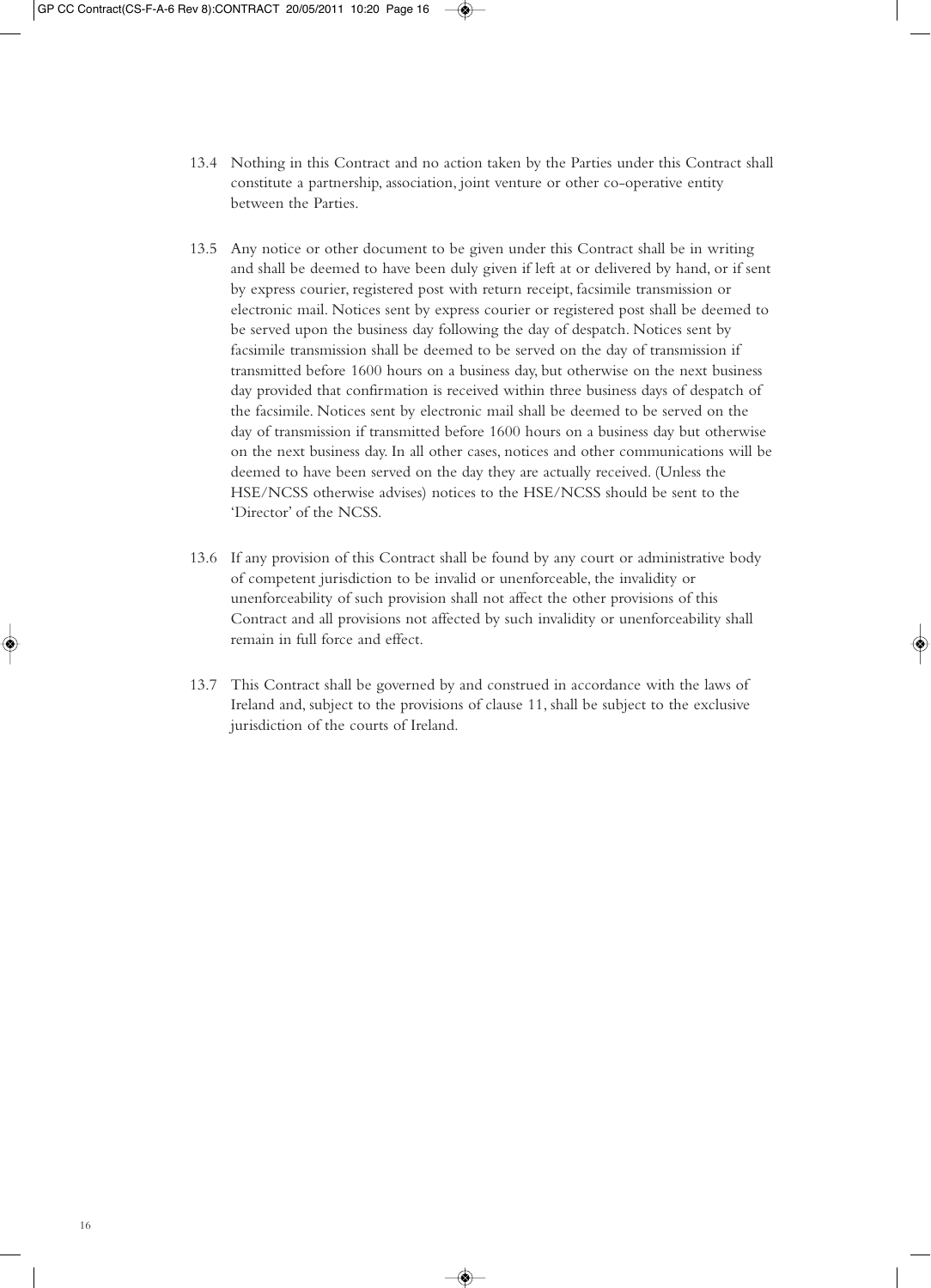13.4 Nothing in this Contract and no action taken by the Parties under this Contract shall constitute a partnership, association, joint venture or other co-operative entity between the Parties.

13.5 Any notice or other document to be given under this Contract shall be in writing and shall be deemed to have been duly given if left at or delivered by hand, or if sent by express courier, registered post with return receipt, facsimile transmission or electronic mail. Notices sent by express courier or registered post shall be deemed to be served upon the business day following the day of despatch. Notices sent by facsimile transmission shall be deemed to be served on the day of transmission if transmitted before 1600 hours on a business day, but otherwise on the next business day provided that confirmation is received within three business days of despatch of the facsimile. Notices sent by electronic mail shall be deemed to be served on the day of transmission if transmitted before 1600 hours on a business day but otherwise on the next business day. In all other cases, notices and other communications will be deemed to have been served on the day they are actually received. (Unless the HSE/NCSS otherwise advises) notices to the HSE/NCSS should be sent to the 'Director' of the NCSS.

13.6 If any provision of this Contract shall be found by any court or administrative body of competent jurisdiction to be invalid or unenforceable, the invalidity or unenforceability of such provision shall not affect the other provisions of this Contract and all provisions not affected by such invalidity or unenforceability shall remain in full force and effect.

13.7 This Contract shall be governed by and construed in accordance with the laws of Ireland and, subject to the provisions of clause 11, shall be subject to the exclusive jurisdiction of the courts of Ireland.